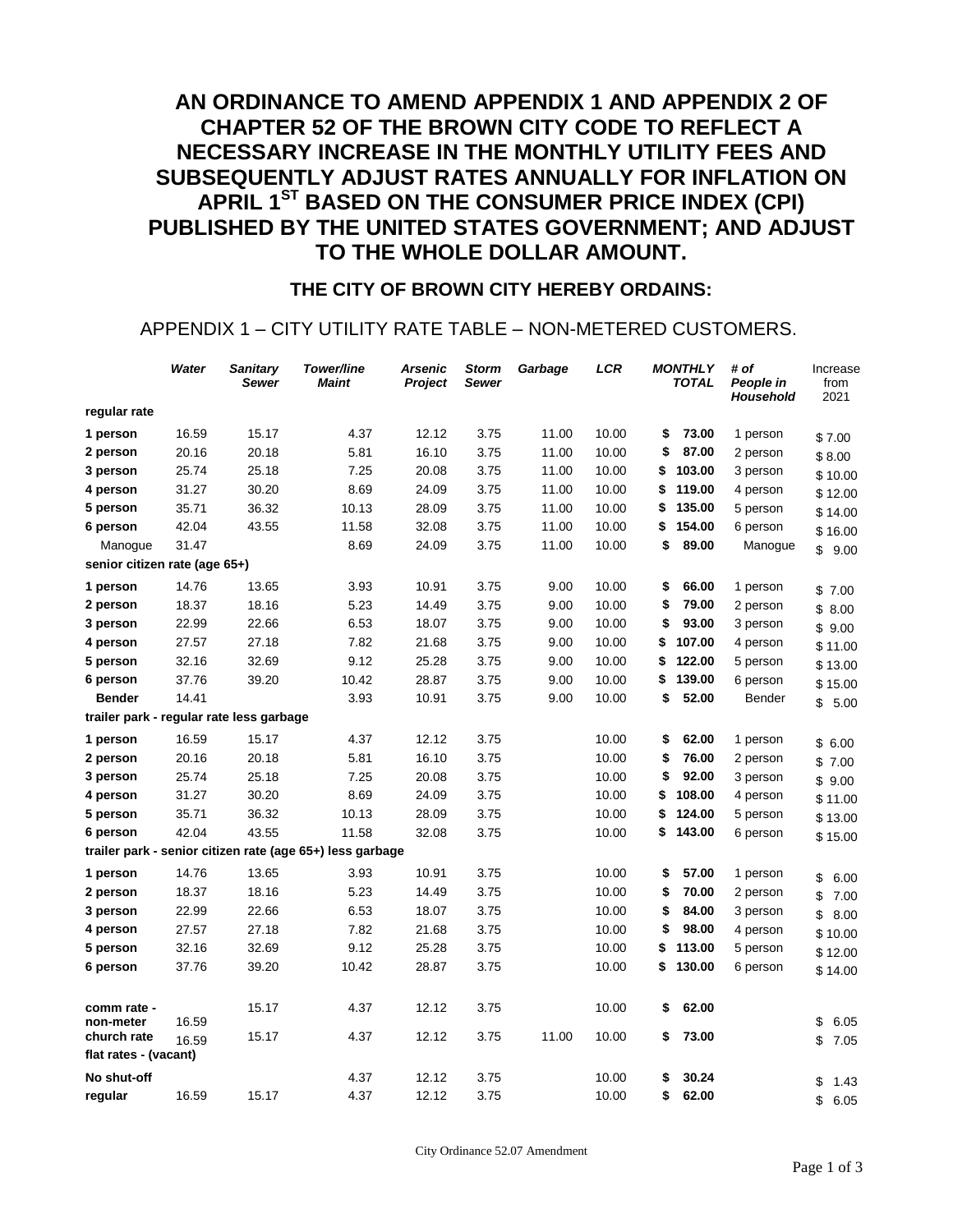# AN ORDINANCE TO AMEND APPENDIX 1 AND APPENDIX 2 OF CHAPTER 52 OF THE BROWN CITY CODE TO REFLECT A NECESSARY INCREASE IN THE MONTHLY UTILITY FEES AND SUBSEQUENTLY ADJUST RATES ANNUALLY FOR INFLATION ON APRIL 1ST BASED ON THE CONSUMER PRICE INDEX (CPI) PUBLISHED BY THE UNITED STATES GOVERNMENT; AND ADJUST TO THE WHOLE DOLLAR AMOUNT.

## THE CITY OF BROWN CITY HEREBY ORDAINS:

APPENDIX 1 – CITY UTILITY RATE TABLE – NON-METERED CUSTOMERS.

| | *Water* | *Sanitary Sewer* | *Tower/line Maint* | *Arsenic Project* | *Storm Sewer* | *Garbage* | *LCR* | *MONTHLY TOTAL* | *# of People in Household* | Increase from 2021 |
|---|---|---|---|---|---|---|---|---|---|---|
| **regular rate** | | | | | | | | | | |
| **1 person** | 16.59 | 15.17 | 4.37 | 12.12 | 3.75 | 11.00 | 10.00 | **$ 73.00** | 1 person | $ 7.00 |
| **2 person** | 20.16 | 20.18 | 5.81 | 16.10 | 3.75 | 11.00 | 10.00 | **$ 87.00** | 2 person | $ 8.00 |
| **3 person** | 25.74 | 25.18 | 7.25 | 20.08 | 3.75 | 11.00 | 10.00 | **$ 103.00** | 3 person | $ 10.00 |
| **4 person** | 31.27 | 30.20 | 8.69 | 24.09 | 3.75 | 11.00 | 10.00 | **$ 119.00** | 4 person | $ 12.00 |
| **5 person** | 35.71 | 36.32 | 10.13 | 28.09 | 3.75 | 11.00 | 10.00 | **$ 135.00** | 5 person | $ 14.00 |
| **6 person** | 42.04 | 43.55 | 11.58 | 32.08 | 3.75 | 11.00 | 10.00 | **$ 154.00** | 6 person | $ 16.00 |
| Manogue | 31.47 | | 8.69 | 24.09 | 3.75 | 11.00 | 10.00 | **$ 89.00** | Manogue | $ 9.00 |
| **senior citizen rate (age 65+)** | | | | | | | | | | |
| **1 person** | 14.76 | 13.65 | 3.93 | 10.91 | 3.75 | 9.00 | 10.00 | **$ 66.00** | 1 person | $ 7.00 |
| **2 person** | 18.37 | 18.16 | 5.23 | 14.49 | 3.75 | 9.00 | 10.00 | **$ 79.00** | 2 person | $ 8.00 |
| **3 person** | 22.99 | 22.66 | 6.53 | 18.07 | 3.75 | 9.00 | 10.00 | **$ 93.00** | 3 person | $ 9.00 |
| **4 person** | 27.57 | 27.18 | 7.82 | 21.68 | 3.75 | 9.00 | 10.00 | **$ 107.00** | 4 person | $ 11.00 |
| **5 person** | 32.16 | 32.69 | 9.12 | 25.28 | 3.75 | 9.00 | 10.00 | **$ 122.00** | 5 person | $ 13.00 |
| **6 person** | 37.76 | 39.20 | 10.42 | 28.87 | 3.75 | 9.00 | 10.00 | **$ 139.00** | 6 person | $ 15.00 |
| **Bender** | 14.41 | | 3.93 | 10.91 | 3.75 | 9.00 | 10.00 | **$ 52.00** | Bender | $ 5.00 |
| **trailer park - regular rate less garbage** | | | | | | | | | | |
| **1 person** | 16.59 | 15.17 | 4.37 | 12.12 | 3.75 | | 10.00 | **$ 62.00** | 1 person | $ 6.00 |
| **2 person** | 20.16 | 20.18 | 5.81 | 16.10 | 3.75 | | 10.00 | **$ 76.00** | 2 person | $ 7.00 |
| **3 person** | 25.74 | 25.18 | 7.25 | 20.08 | 3.75 | | 10.00 | **$ 92.00** | 3 person | $ 9.00 |
| **4 person** | 31.27 | 30.20 | 8.69 | 24.09 | 3.75 | | 10.00 | **$ 108.00** | 4 person | $ 11.00 |
| **5 person** | 35.71 | 36.32 | 10.13 | 28.09 | 3.75 | | 10.00 | **$ 124.00** | 5 person | $ 13.00 |
| **6 person** | 42.04 | 43.55 | 11.58 | 32.08 | 3.75 | | 10.00 | **$ 143.00** | 6 person | $ 15.00 |
| **trailer park - senior citizen rate (age 65+) less garbage** | | | | | | | | | | |
| **1 person** | 14.76 | 13.65 | 3.93 | 10.91 | 3.75 | | 10.00 | **$ 57.00** | 1 person | $ 6.00 |
| **2 person** | 18.37 | 18.16 | 5.23 | 14.49 | 3.75 | | 10.00 | **$ 70.00** | 2 person | $ 7.00 |
| **3 person** | 22.99 | 22.66 | 6.53 | 18.07 | 3.75 | | 10.00 | **$ 84.00** | 3 person | $ 8.00 |
| **4 person** | 27.57 | 27.18 | 7.82 | 21.68 | 3.75 | | 10.00 | **$ 98.00** | 4 person | $ 10.00 |
| **5 person** | 32.16 | 32.69 | 9.12 | 25.28 | 3.75 | | 10.00 | **$ 113.00** | 5 person | $ 12.00 |
| **6 person** | 37.76 | 39.20 | 10.42 | 28.87 | 3.75 | | 10.00 | **$ 130.00** | 6 person | $ 14.00 |
| **comm rate - non-meter** | 16.59 | 15.17 | 4.37 | 12.12 | 3.75 | | 10.00 | **$ 62.00** | | $ 6.05 |
| **church rate** | 16.59 | 15.17 | 4.37 | 12.12 | 3.75 | 11.00 | 10.00 | **$ 73.00** | | $ 7.05 |
| **flat rates - (vacant)** | | | | | | | | | | |
| **No shut-off** | | | 4.37 | 12.12 | 3.75 | | 10.00 | **$ 30.24** | | $ 1.43 |
| **regular** | 16.59 | 15.17 | 4.37 | 12.12 | 3.75 | | 10.00 | **$ 62.00** | | $ 6.05 |

City Ordinance 52.07 Amendment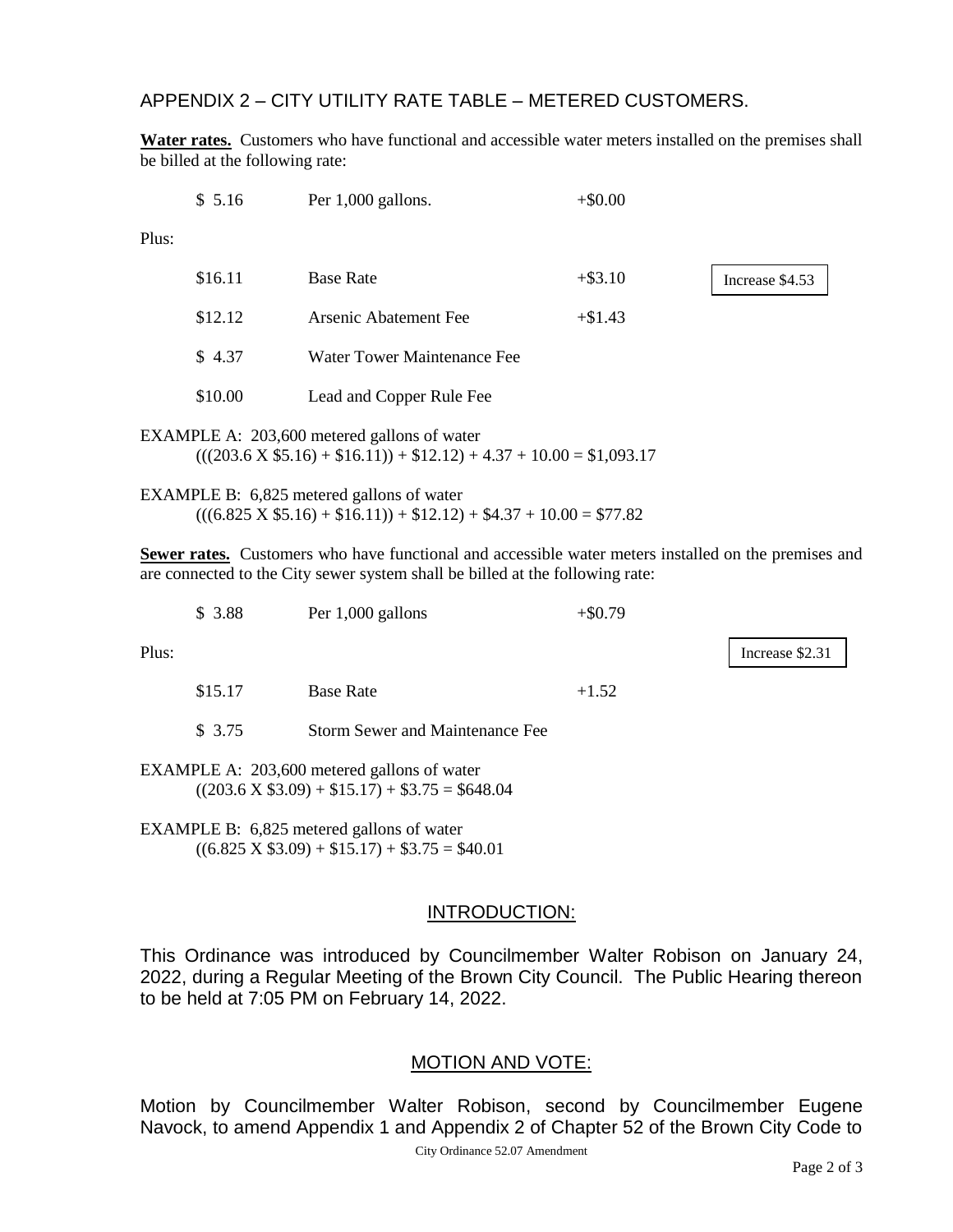## APPENDIX 2 – CITY UTILITY RATE TABLE – METERED CUSTOMERS.

**Water rates.** Customers who have functional and accessible water meters installed on the premises shall be billed at the following rate:

| | | | |
|---|---|---|---|
| \$ 5.16 | Per 1,000 gallons. | +\$0.00 | |

Plus:

| | | | |
|---|---|---|---|
| \$16.11 | Base Rate | +\$3.10 | Increase \$4.53 |
| \$12.12 | Arsenic Abatement Fee | +\$1.43 | |
| \$ 4.37 | Water Tower Maintenance Fee | | |
| \$10.00 | Lead and Copper Rule Fee | | |

EXAMPLE A: 203,600 metered gallons of water
(((203.6 X \$5.16) + \$16.11)) + \$12.12) + 4.37 + 10.00 = \$1,093.17

EXAMPLE B: 6,825 metered gallons of water
(((6.825 X \$5.16) + \$16.11)) + \$12.12) + \$4.37 + 10.00 = \$77.82

**Sewer rates.** Customers who have functional and accessible water meters installed on the premises and are connected to the City sewer system shall be billed at the following rate:

| | | | |
|---|---|---|---|
| \$ 3.88 | Per 1,000 gallons | +\$0.79 | |

Plus: Increase \$2.31

| | | |
|---|---|---|
| \$15.17 | Base Rate | +1.52 |
| \$ 3.75 | Storm Sewer and Maintenance Fee | |

EXAMPLE A: 203,600 metered gallons of water
((203.6 X \$3.09) + \$15.17) + \$3.75 = \$648.04

EXAMPLE B: 6,825 metered gallons of water
((6.825 X \$3.09) + \$15.17) + \$3.75 = \$40.01

## INTRODUCTION:

This Ordinance was introduced by Councilmember Walter Robison on January 24, 2022, during a Regular Meeting of the Brown City Council. The Public Hearing thereon to be held at 7:05 PM on February 14, 2022.

## MOTION AND VOTE:

Motion by Councilmember Walter Robison, second by Councilmember Eugene Navock, to amend Appendix 1 and Appendix 2 of Chapter 52 of the Brown City Code to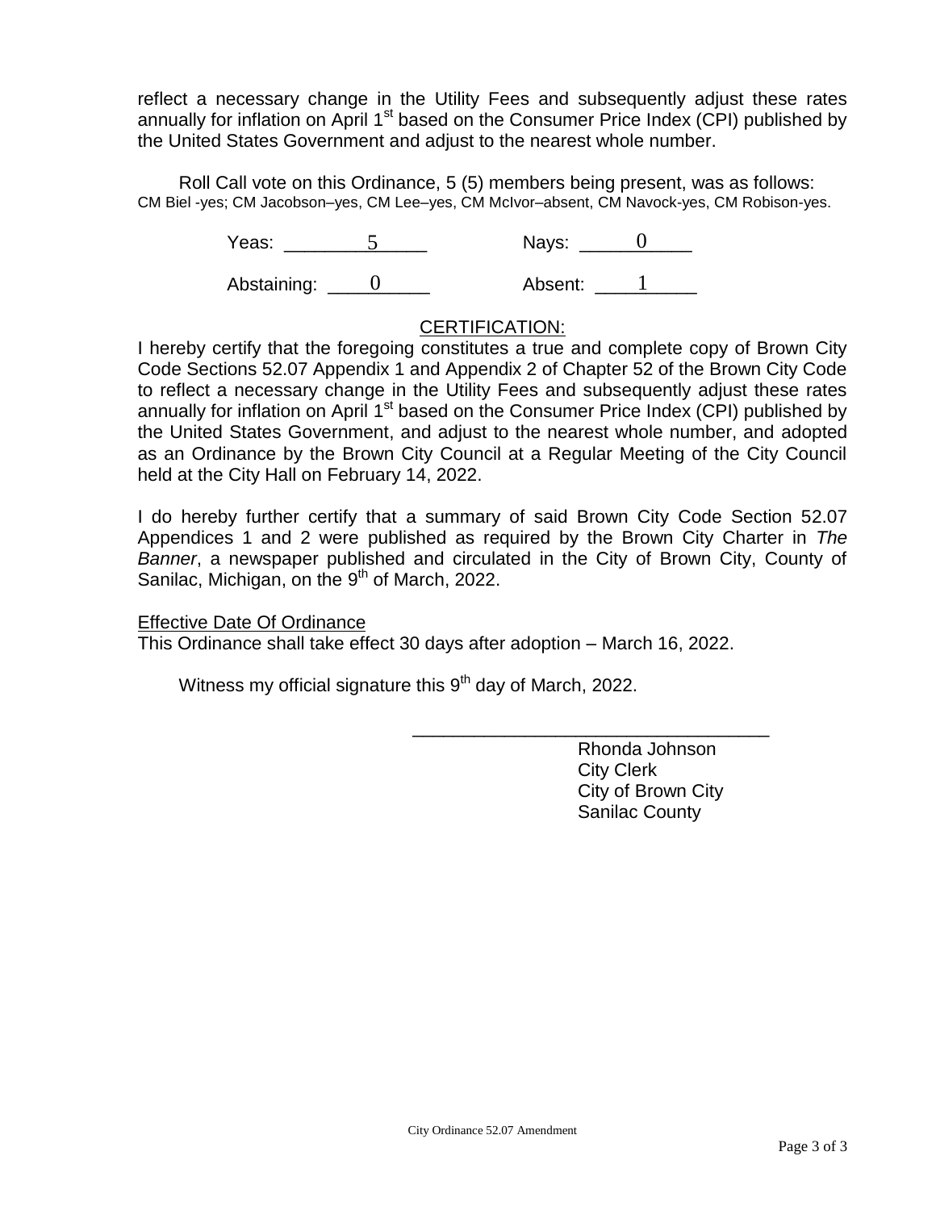reflect a necessary change in the Utility Fees and subsequently adjust these rates annually for inflation on April 1st based on the Consumer Price Index (CPI) published by the United States Government and adjust to the nearest whole number.

Roll Call vote on this Ordinance, 5 (5) members being present, was as follows:
CM Biel -yes; CM Jacobson–yes, CM Lee–yes, CM McIvor–absent, CM Navock-yes, CM Robison-yes.

Yeas: 5 Nays: 0

Abstaining: 0 Absent: 1

CERTIFICATION:

I hereby certify that the foregoing constitutes a true and complete copy of Brown City Code Sections 52.07 Appendix 1 and Appendix 2 of Chapter 52 of the Brown City Code to reflect a necessary change in the Utility Fees and subsequently adjust these rates annually for inflation on April 1st based on the Consumer Price Index (CPI) published by the United States Government, and adjust to the nearest whole number, and adopted as an Ordinance by the Brown City Council at a Regular Meeting of the City Council held at the City Hall on February 14, 2022.

I do hereby further certify that a summary of said Brown City Code Section 52.07 Appendices 1 and 2 were published as required by the Brown City Charter in *The Banner*, a newspaper published and circulated in the City of Brown City, County of Sanilac, Michigan, on the 9th of March, 2022.

Effective Date Of Ordinance
This Ordinance shall take effect 30 days after adoption – March 16, 2022.

Witness my official signature this 9th day of March, 2022.

\_\_\_\_\_\_\_\_\_\_\_\_\_\_\_\_\_\_\_\_\_\_\_\_\_\_\_\_\_\_\_\_\_\_
Rhonda Johnson
City Clerk
City of Brown City
Sanilac County